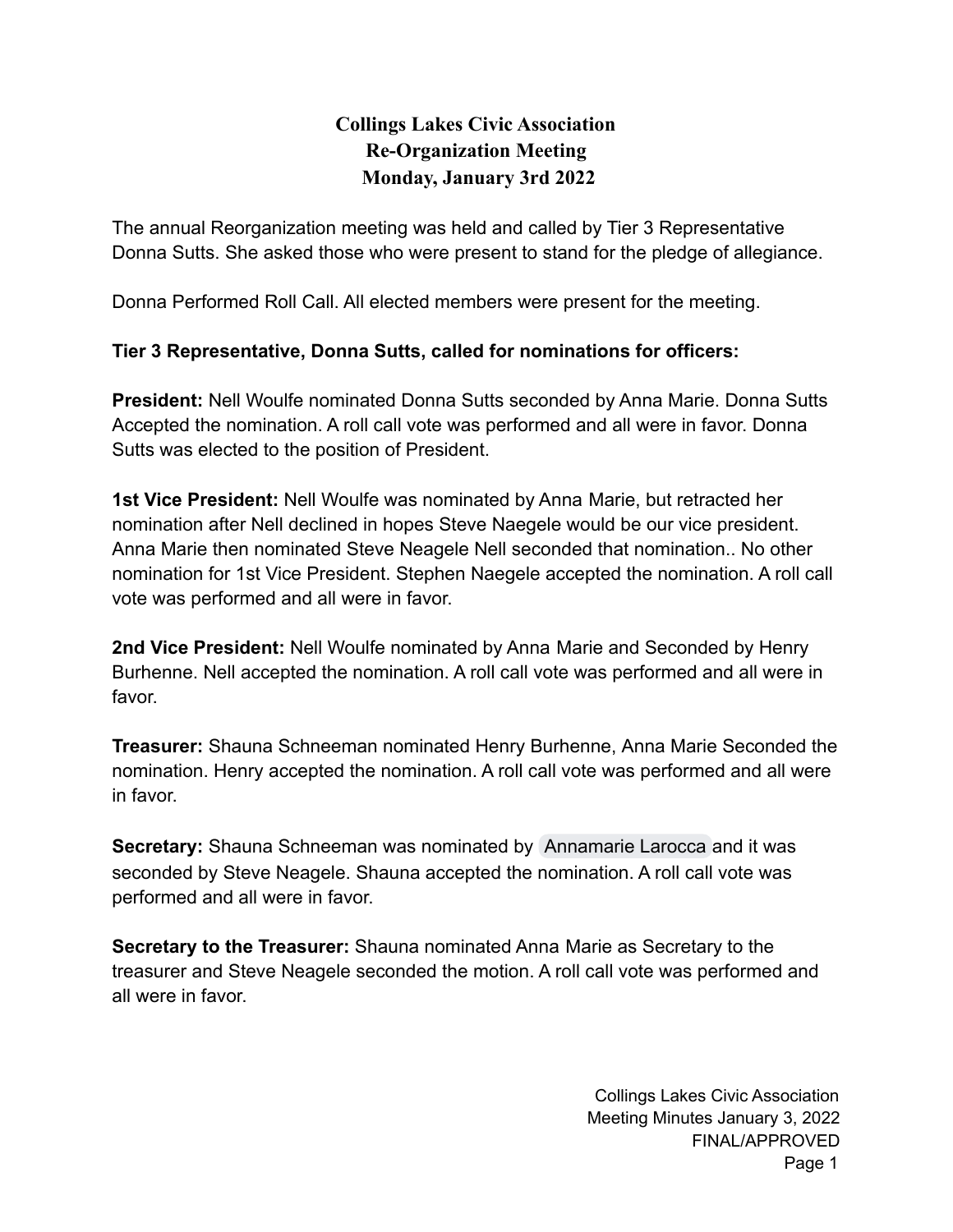# Collings Lakes Civic Association
## Re-Organization Meeting
## Monday, January 3rd 2022

The annual Reorganization meeting was held and called by Tier 3 Representative Donna Sutts. She asked those who were present to stand for the pledge of allegiance.

Donna Performed Roll Call. All elected members were present for the meeting.

**Tier 3 Representative, Donna Sutts, called for nominations for officers:**

**President:** Nell Woulfe nominated Donna Sutts seconded by Anna Marie. Donna Sutts Accepted the nomination. A roll call vote was performed and all were in favor. Donna Sutts was elected to the position of President.

**1st Vice President:** Nell Woulfe was nominated by Anna Marie, but retracted her nomination after Nell declined in hopes Steve Naegele would be our vice president. Anna Marie then nominated Steve Neagele Nell seconded that nomination.. No other nomination for 1st Vice President. Stephen Naegele accepted the nomination. A roll call vote was performed and all were in favor.

**2nd Vice President:** Nell Woulfe nominated by Anna Marie and Seconded by Henry Burhenne. Nell accepted the nomination. A roll call vote was performed and all were in favor.

**Treasurer:** Shauna Schneeman nominated Henry Burhenne, Anna Marie Seconded the nomination. Henry accepted the nomination. A roll call vote was performed and all were in favor.

**Secretary:** Shauna Schneeman was nominated by Annamarie Larocca and it was seconded by Steve Neagele. Shauna accepted the nomination. A roll call vote was performed and all were in favor.

**Secretary to the Treasurer:** Shauna nominated Anna Marie as Secretary to the treasurer and Steve Neagele seconded the motion. A roll call vote was performed and all were in favor.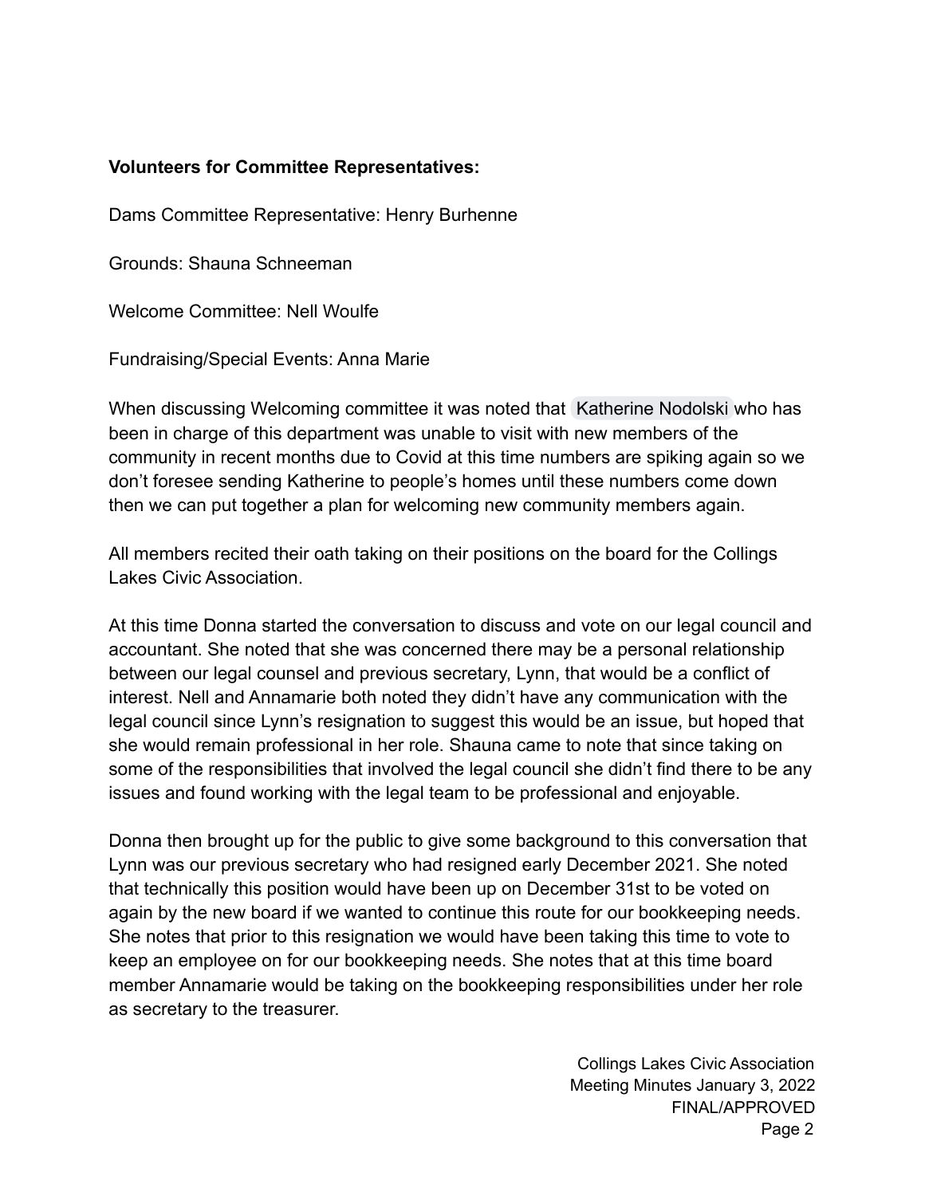**Volunteers for Committee Representatives:**

Dams Committee Representative: Henry Burhenne

Grounds: Shauna Schneeman

Welcome Committee: Nell Woulfe

Fundraising/Special Events: Anna Marie

When discussing Welcoming committee it was noted that Katherine Nodolski who has been in charge of this department was unable to visit with new members of the community in recent months due to Covid at this time numbers are spiking again so we don't foresee sending Katherine to people's homes until these numbers come down then we can put together a plan for welcoming new community members again.

All members recited their oath taking on their positions on the board for the Collings Lakes Civic Association.

At this time Donna started the conversation to discuss and vote on our legal council and accountant. She noted that she was concerned there may be a personal relationship between our legal counsel and previous secretary, Lynn, that would be a conflict of interest. Nell and Annamarie both noted they didn't have any communication with the legal council since Lynn's resignation to suggest this would be an issue, but hoped that she would remain professional in her role. Shauna came to note that since taking on some of the responsibilities that involved the legal council she didn't find there to be any issues and found working with the legal team to be professional and enjoyable.

Donna then brought up for the public to give some background to this conversation that Lynn was our previous secretary who had resigned early December 2021. She noted that technically this position would have been up on December 31st to be voted on again by the new board if we wanted to continue this route for our bookkeeping needs. She notes that prior to this resignation we would have been taking this time to vote to keep an employee on for our bookkeeping needs. She notes that at this time board member Annamarie would be taking on the bookkeeping responsibilities under her role as secretary to the treasurer.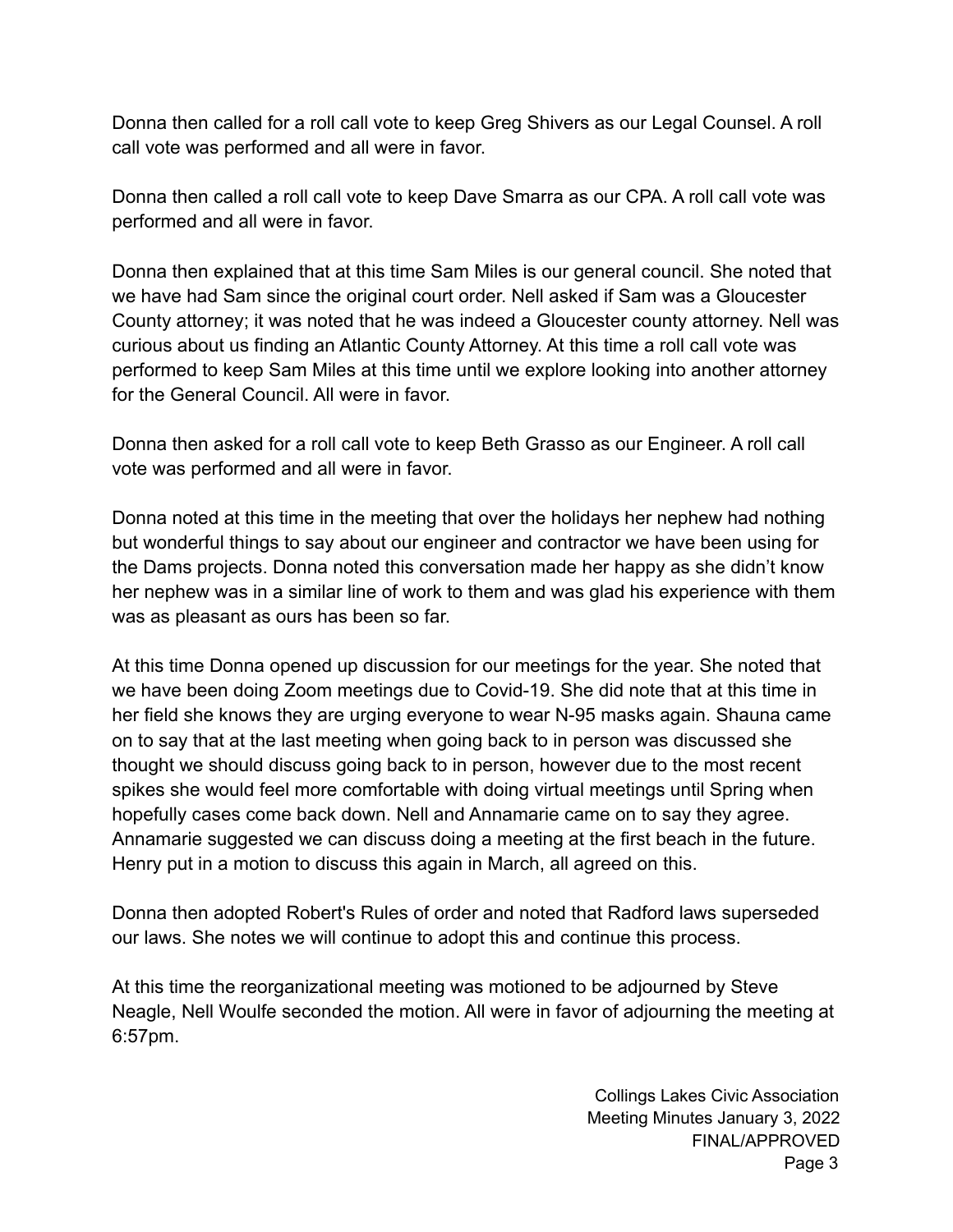Donna then called for a roll call vote to keep Greg Shivers as our Legal Counsel. A roll call vote was performed and all were in favor.

Donna then called a roll call vote to keep Dave Smarra as our CPA. A roll call vote was performed and all were in favor.

Donna then explained that at this time Sam Miles is our general council. She noted that we have had Sam since the original court order. Nell asked if Sam was a Gloucester County attorney; it was noted that he was indeed a Gloucester county attorney. Nell was curious about us finding an Atlantic County Attorney. At this time a roll call vote was performed to keep Sam Miles at this time until we explore looking into another attorney for the General Council. All were in favor.

Donna then asked for a roll call vote to keep Beth Grasso as our Engineer. A roll call vote was performed and all were in favor.

Donna noted at this time in the meeting that over the holidays her nephew had nothing but wonderful things to say about our engineer and contractor we have been using for the Dams projects. Donna noted this conversation made her happy as she didn't know her nephew was in a similar line of work to them and was glad his experience with them was as pleasant as ours has been so far.

At this time Donna opened up discussion for our meetings for the year. She noted that we have been doing Zoom meetings due to Covid-19. She did note that at this time in her field she knows they are urging everyone to wear N-95 masks again. Shauna came on to say that at the last meeting when going back to in person was discussed she thought we should discuss going back to in person, however due to the most recent spikes she would feel more comfortable with doing virtual meetings until Spring when hopefully cases come back down. Nell and Annamarie came on to say they agree. Annamarie suggested we can discuss doing a meeting at the first beach in the future. Henry put in a motion to discuss this again in March, all agreed on this.

Donna then adopted Robert's Rules of order and noted that Radford laws superseded our laws. She notes we will continue to adopt this and continue this process.

At this time the reorganizational meeting was motioned to be adjourned by Steve Neagle, Nell Woulfe seconded the motion. All were in favor of adjourning the meeting at 6:57pm.